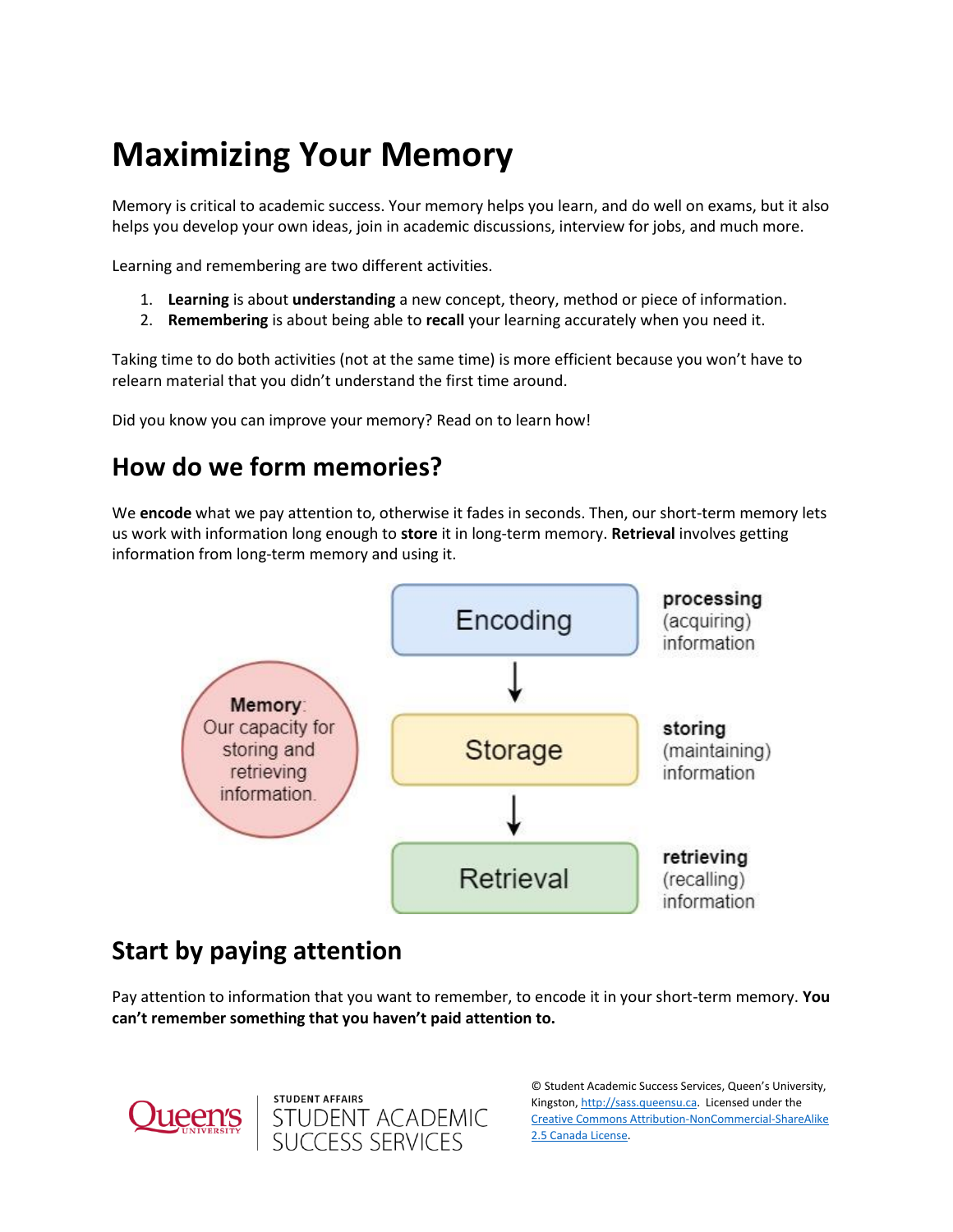# Maximizing Your Memory

Memory is critical to academic success. Your memory helps you learn, and do well on exams, but it also helps you develop your own ideas, join in academic discussions, interview for jobs, and much more.

Learning and remembering are two different activities.

1. **Learning** is about **understanding** a new concept, theory, method or piece of information.
2. **Remembering** is about being able to **recall** your learning accurately when you need it.

Taking time to do both activities (not at the same time) is more efficient because you won't have to relearn material that you didn't understand the first time around.

Did you know you can improve your memory? Read on to learn how!

## How do we form memories?

We **encode** what we pay attention to, otherwise it fades in seconds. Then, our short-term memory lets us work with information long enough to **store** it in long-term memory. **Retrieval** involves getting information from long-term memory and using it.

**Memory**: Our capacity for storing and retrieving information.

Encoding — **processing** (acquiring) information

↓

Storage — **storing** (maintaining) information

↓

Retrieval — **retrieving** (recalling) information

## Start by paying attention

Pay attention to information that you want to remember, to encode it in your short-term memory. **You can't remember something that you haven't paid attention to.**

© Student Academic Success Services, Queen's University, Kingston, http://sass.queensu.ca. Licensed under the Creative Commons Attribution-NonCommercial-ShareAlike 2.5 Canada License.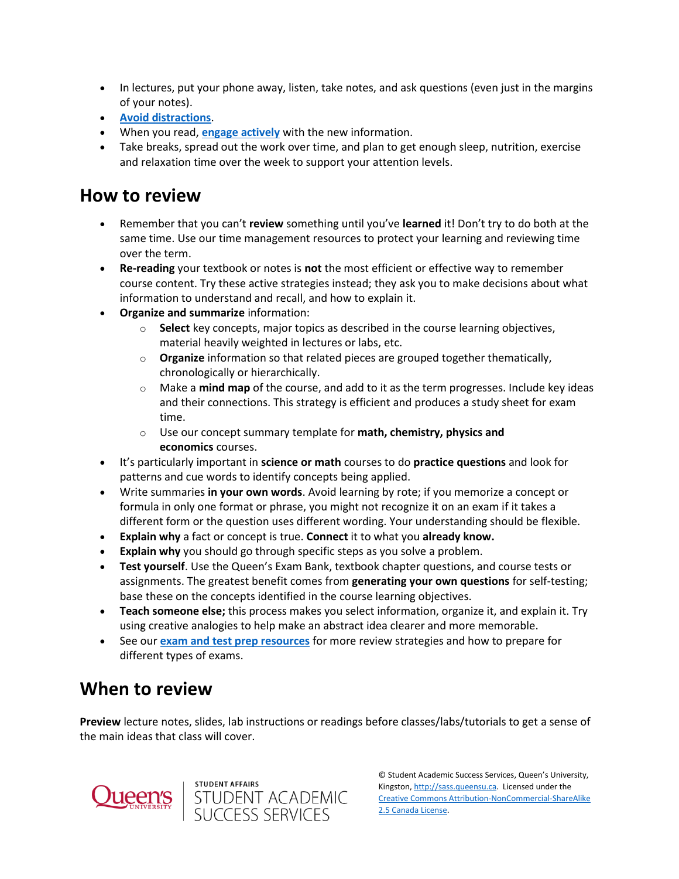- In lectures, put your phone away, listen, take notes, and ask questions (even just in the margins of your notes).
- **Avoid distractions**.
- When you read, **engage actively** with the new information.
- Take breaks, spread out the work over time, and plan to get enough sleep, nutrition, exercise and relaxation time over the week to support your attention levels.

## How to review

- Remember that you can't **review** something until you've **learned** it! Don't try to do both at the same time. Use our time management resources to protect your learning and reviewing time over the term.
- **Re-reading** your textbook or notes is **not** the most efficient or effective way to remember course content. Try these active strategies instead; they ask you to make decisions about what information to understand and recall, and how to explain it.
- **Organize and summarize** information:
    - **Select** key concepts, major topics as described in the course learning objectives, material heavily weighted in lectures or labs, etc.
    - **Organize** information so that related pieces are grouped together thematically, chronologically or hierarchically.
    - Make a **mind map** of the course, and add to it as the term progresses. Include key ideas and their connections. This strategy is efficient and produces a study sheet for exam time.
    - Use our concept summary template for **math, chemistry, physics and economics** courses.
- It's particularly important in **science or math** courses to do **practice questions** and look for patterns and cue words to identify concepts being applied.
- Write summaries **in your own words**. Avoid learning by rote; if you memorize a concept or formula in only one format or phrase, you might not recognize it on an exam if it takes a different form or the question uses different wording. Your understanding should be flexible.
- **Explain why** a fact or concept is true. **Connect** it to what you **already know.**
- **Explain why** you should go through specific steps as you solve a problem.
- **Test yourself**. Use the Queen's Exam Bank, textbook chapter questions, and course tests or assignments. The greatest benefit comes from **generating your own questions** for self-testing; base these on the concepts identified in the course learning objectives.
- **Teach someone else;** this process makes you select information, organize it, and explain it. Try using creative analogies to help make an abstract idea clearer and more memorable.
- See our **exam and test prep resources** for more review strategies and how to prepare for different types of exams.

## When to review

**Preview** lecture notes, slides, lab instructions or readings before classes/labs/tutorials to get a sense of the main ideas that class will cover.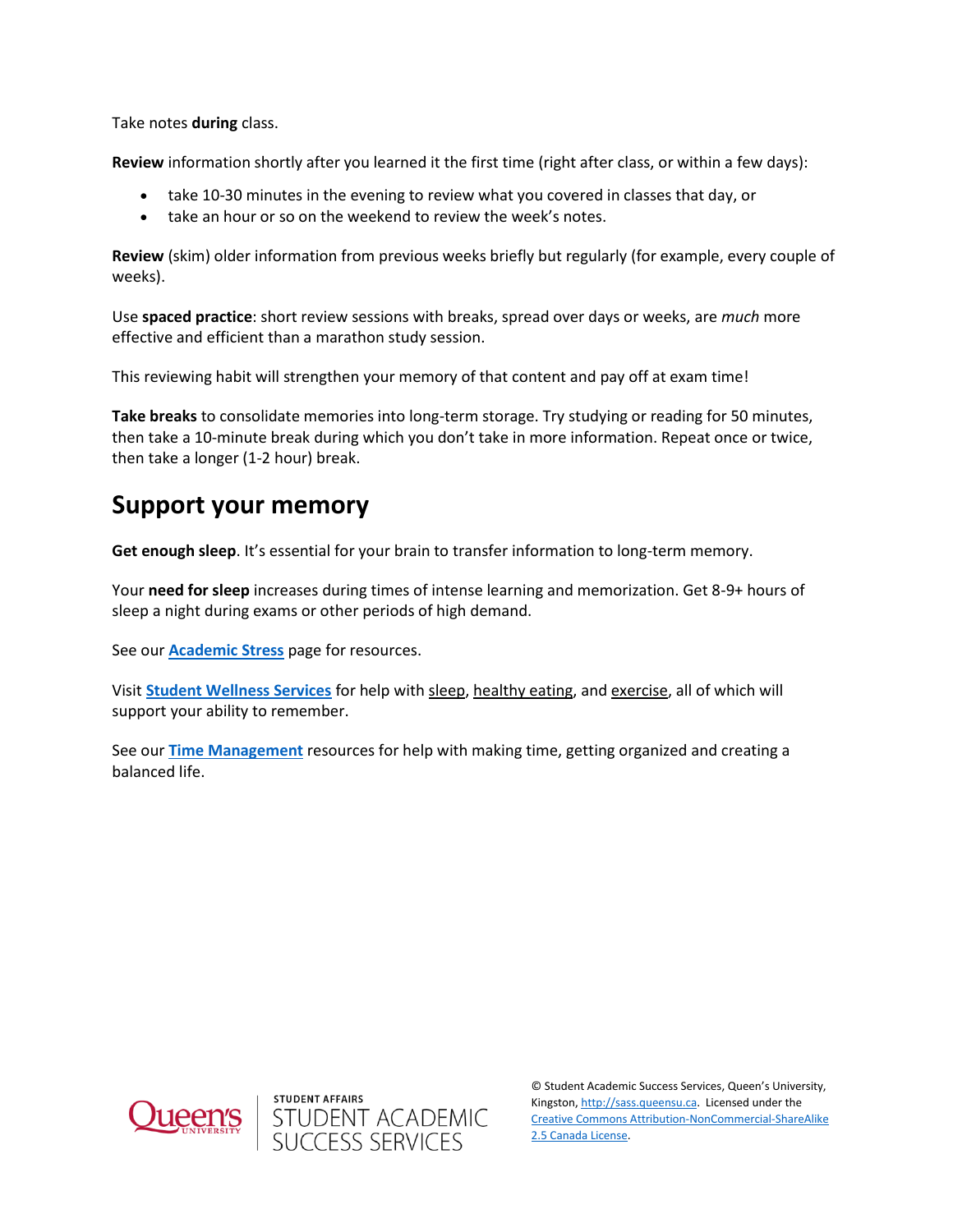Take notes **during** class.

**Review** information shortly after you learned it the first time (right after class, or within a few days):

- take 10-30 minutes in the evening to review what you covered in classes that day, or
- take an hour or so on the weekend to review the week's notes.

**Review** (skim) older information from previous weeks briefly but regularly (for example, every couple of weeks).

Use **spaced practice**: short review sessions with breaks, spread over days or weeks, are *much* more effective and efficient than a marathon study session.

This reviewing habit will strengthen your memory of that content and pay off at exam time!

**Take breaks** to consolidate memories into long-term storage. Try studying or reading for 50 minutes, then take a 10-minute break during which you don't take in more information. Repeat once or twice, then take a longer (1-2 hour) break.

## Support your memory

**Get enough sleep**. It's essential for your brain to transfer information to long-term memory.

Your **need for sleep** increases during times of intense learning and memorization. Get 8-9+ hours of sleep a night during exams or other periods of high demand.

See our **Academic Stress** page for resources.

Visit **Student Wellness Services** for help with sleep, healthy eating, and exercise, all of which will support your ability to remember.

See our **Time Management** resources for help with making time, getting organized and creating a balanced life.

Queen's University | STUDENT AFFAIRS STUDENT ACADEMIC SUCCESS SERVICES

© Student Academic Success Services, Queen's University, Kingston, http://sass.queensu.ca. Licensed under the Creative Commons Attribution-NonCommercial-ShareAlike 2.5 Canada License.